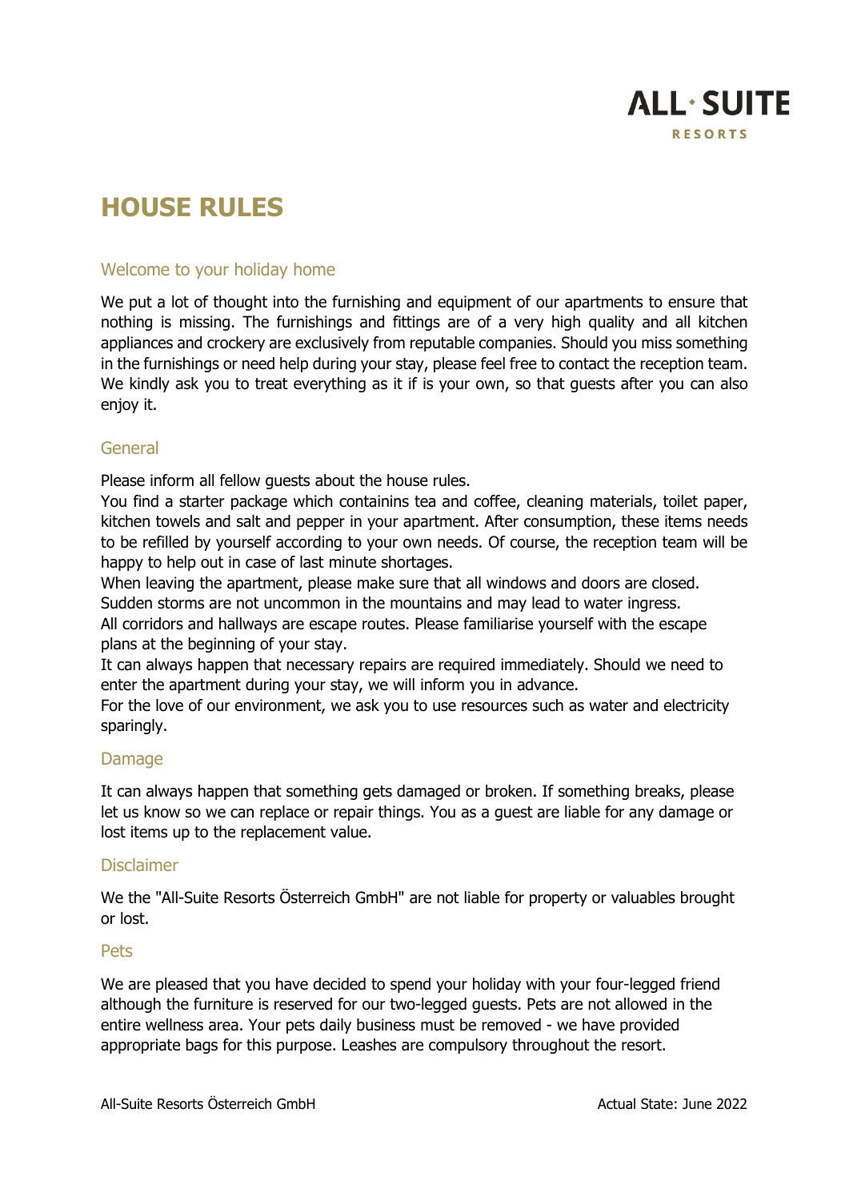# HOUSE RULES

## Welcome to your holiday home

We put a lot of thought into the furnishing and equipment of our apartments to ensure that nothing is missing. The furnishings and fittings are of a very high quality and all kitchen appliances and crockery are exclusively from reputable companies. Should you miss something in the furnishings or need help during your stay, please feel free to contact the reception team. We kindly ask you to treat everything as it if is your own, so that guests after you can also enjoy it.

## General

Please inform all fellow guests about the house rules.
You find a starter package which containins tea and coffee, cleaning materials, toilet paper, kitchen towels and salt and pepper in your apartment. After consumption, these items needs to be refilled by yourself according to your own needs. Of course, the reception team will be happy to help out in case of last minute shortages.
When leaving the apartment, please make sure that all windows and doors are closed. Sudden storms are not uncommon in the mountains and may lead to water ingress.
All corridors and hallways are escape routes. Please familiarise yourself with the escape plans at the beginning of your stay.
It can always happen that necessary repairs are required immediately. Should we need to enter the apartment during your stay, we will inform you in advance.
For the love of our environment, we ask you to use resources such as water and electricity sparingly.

## Damage

It can always happen that something gets damaged or broken. If something breaks, please let us know so we can replace or repair things. You as a guest are liable for any damage or lost items up to the replacement value.

## Disclaimer

We the "All-Suite Resorts Österreich GmbH" are not liable for property or valuables brought or lost.

## Pets

We are pleased that you have decided to spend your holiday with your four-legged friend although the furniture is reserved for our two-legged guests. Pets are not allowed in the entire wellness area. Your pets daily business must be removed - we have provided appropriate bags for this purpose. Leashes are compulsory throughout the resort.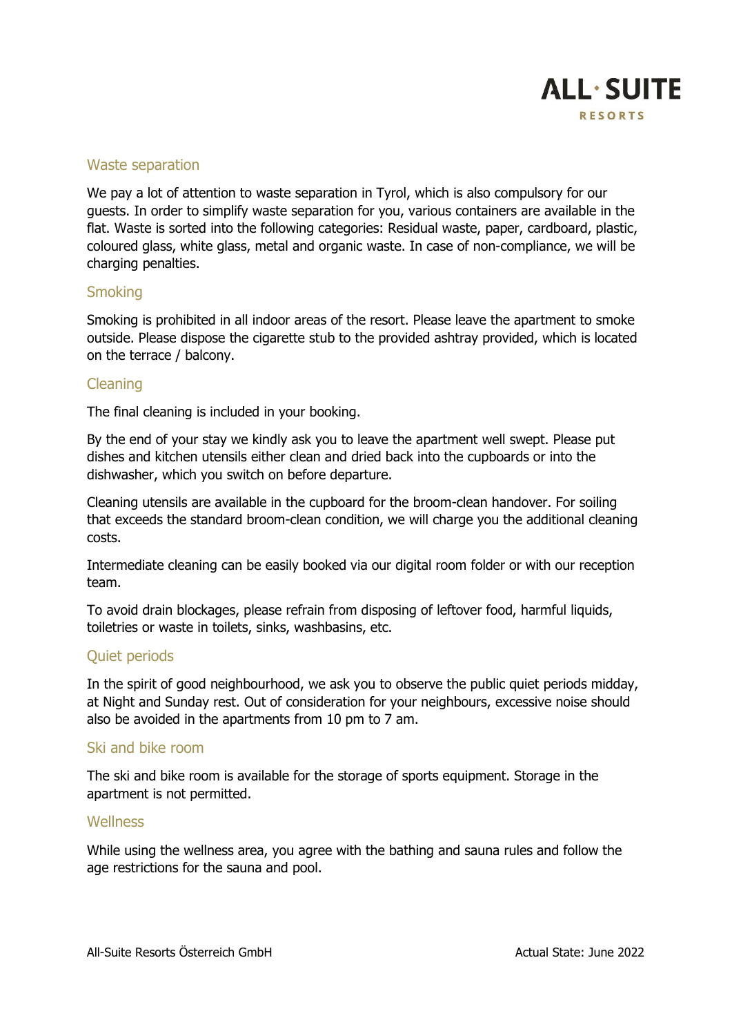## Waste separation

We pay a lot of attention to waste separation in Tyrol, which is also compulsory for our guests. In order to simplify waste separation for you, various containers are available in the flat. Waste is sorted into the following categories: Residual waste, paper, cardboard, plastic, coloured glass, white glass, metal and organic waste. In case of non-compliance, we will be charging penalties.

## Smoking

Smoking is prohibited in all indoor areas of the resort. Please leave the apartment to smoke outside. Please dispose the cigarette stub to the provided ashtray provided, which is located on the terrace / balcony.

## Cleaning

The final cleaning is included in your booking.

By the end of your stay we kindly ask you to leave the apartment well swept. Please put dishes and kitchen utensils either clean and dried back into the cupboards or into the dishwasher, which you switch on before departure.

Cleaning utensils are available in the cupboard for the broom-clean handover. For soiling that exceeds the standard broom-clean condition, we will charge you the additional cleaning costs.

Intermediate cleaning can be easily booked via our digital room folder or with our reception team.

To avoid drain blockages, please refrain from disposing of leftover food, harmful liquids, toiletries or waste in toilets, sinks, washbasins, etc.

## Quiet periods

In the spirit of good neighbourhood, we ask you to observe the public quiet periods midday, at Night and Sunday rest. Out of consideration for your neighbours, excessive noise should also be avoided in the apartments from 10 pm to 7 am.

## Ski and bike room

The ski and bike room is available for the storage of sports equipment. Storage in the apartment is not permitted.

## Wellness

While using the wellness area, you agree with the bathing and sauna rules and follow the age restrictions for the sauna and pool.

All-Suite Resorts Österreich GmbH    Actual State: June 2022